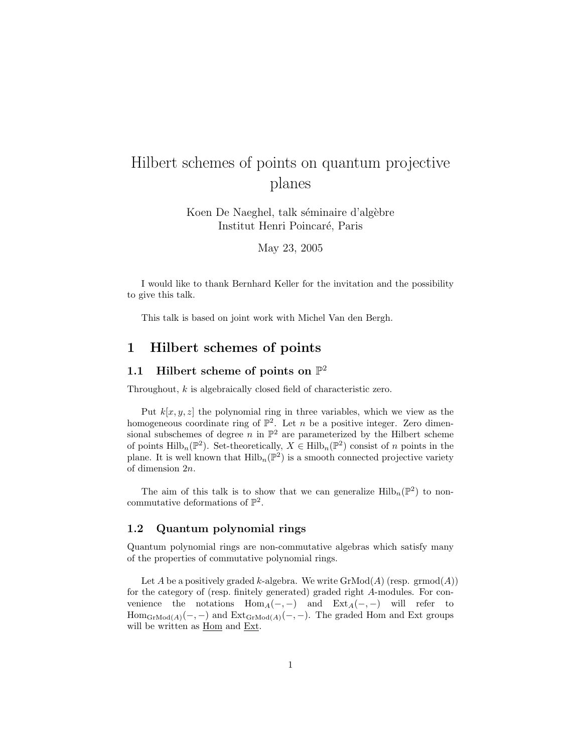# Hilbert schemes of points on quantum projective planes

Koen De Naeghel, talk séminaire d'algèbre
Institut Henri Poincaré, Paris

May 23, 2005

I would like to thank Bernhard Keller for the invitation and the possibility to give this talk.

This talk is based on joint work with Michel Van den Bergh.

## 1 Hilbert schemes of points

### 1.1 Hilbert scheme of points on $\mathbb{P}^2$

Throughout, $k$ is algebraically closed field of characteristic zero.

Put $k[x, y, z]$ the polynomial ring in three variables, which we view as the homogeneous coordinate ring of $\mathbb{P}^2$. Let $n$ be a positive integer. Zero dimensional subschemes of degree $n$ in $\mathbb{P}^2$ are parameterized by the Hilbert scheme of points $\mathrm{Hilb}_n(\mathbb{P}^2)$. Set-theoretically, $X \in \mathrm{Hilb}_n(\mathbb{P}^2)$ consist of $n$ points in the plane. It is well known that $\mathrm{Hilb}_n(\mathbb{P}^2)$ is a smooth connected projective variety of dimension $2n$.

The aim of this talk is to show that we can generalize $\mathrm{Hilb}_n(\mathbb{P}^2)$ to non-commutative deformations of $\mathbb{P}^2$.

### 1.2 Quantum polynomial rings

Quantum polynomial rings are non-commutative algebras which satisfy many of the properties of commutative polynomial rings.

Let $A$ be a positively graded $k$-algebra. We write $\mathrm{GrMod}(A)$ (resp. $\mathrm{grmod}(A)$) for the category of (resp. finitely generated) graded right $A$-modules. For convenience the notations $\mathrm{Hom}_A(-,-)$ and $\mathrm{Ext}_A(-,-)$ will refer to $\mathrm{Hom}_{\mathrm{GrMod}(A)}(-,-)$ and $\mathrm{Ext}_{\mathrm{GrMod}(A)}(-,-)$. The graded Hom and Ext groups will be written as $\underline{\mathrm{Hom}}$ and $\underline{\mathrm{Ext}}$.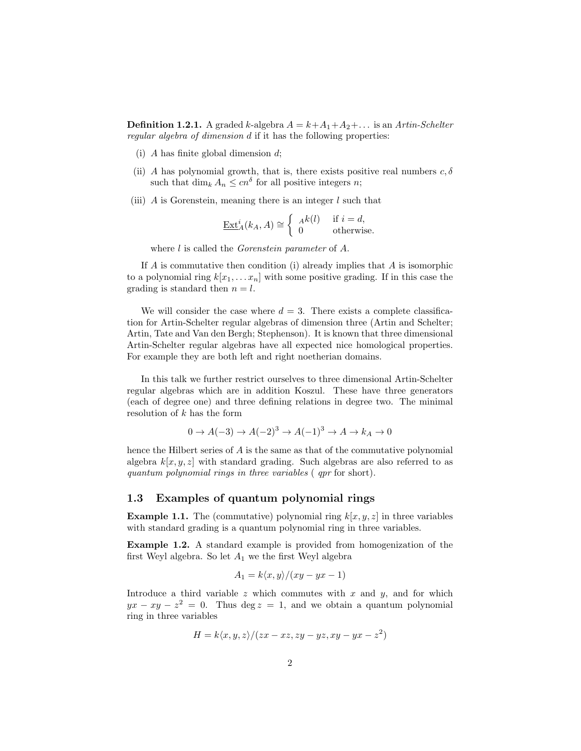**Definition 1.2.1.** A graded $k$-algebra $A = k + A_1 + A_2 + \ldots$ is an *Artin-Schelter regular algebra of dimension d* if it has the following properties:

(i) $A$ has finite global dimension $d$;

(ii) $A$ has polynomial growth, that is, there exists positive real numbers $c, \delta$ such that $\dim_k A_n \leq cn^\delta$ for all positive integers $n$;

(iii) $A$ is Gorenstein, meaning there is an integer $l$ such that

$$\underline{\mathrm{Ext}}^i_A(k_A, A) \cong \begin{cases} {}_A k(l) & \text{if } i = d, \\ 0 & \text{otherwise.} \end{cases}$$

where $l$ is called the *Gorenstein parameter* of $A$.

If $A$ is commutative then condition (i) already implies that $A$ is isomorphic to a polynomial ring $k[x_1, \ldots x_n]$ with some positive grading. If in this case the grading is standard then $n = l$.

We will consider the case where $d = 3$. There exists a complete classification for Artin-Schelter regular algebras of dimension three (Artin and Schelter; Artin, Tate and Van den Bergh; Stephenson). It is known that three dimensional Artin-Schelter regular algebras have all expected nice homological properties. For example they are both left and right noetherian domains.

In this talk we further restrict ourselves to three dimensional Artin-Schelter regular algebras which are in addition Koszul. These have three generators (each of degree one) and three defining relations in degree two. The minimal resolution of $k$ has the form

$$0 \to A(-3) \to A(-2)^3 \to A(-1)^3 \to A \to k_A \to 0$$

hence the Hilbert series of $A$ is the same as that of the commutative polynomial algebra $k[x, y, z]$ with standard grading. Such algebras are also referred to as *quantum polynomial rings in three variables* ( *qpr* for short).

## 1.3 Examples of quantum polynomial rings

**Example 1.1.** The (commutative) polynomial ring $k[x, y, z]$ in three variables with standard grading is a quantum polynomial ring in three variables.

**Example 1.2.** A standard example is provided from homogenization of the first Weyl algebra. So let $A_1$ we the first Weyl algebra

$$A_1 = k\langle x, y\rangle/(xy - yx - 1)$$

Introduce a third variable $z$ which commutes with $x$ and $y$, and for which $yx - xy - z^2 = 0$. Thus $\deg z = 1$, and we obtain a quantum polynomial ring in three variables

$$H = k\langle x, y, z\rangle/(zx - xz, zy - yz, xy - yx - z^2)$$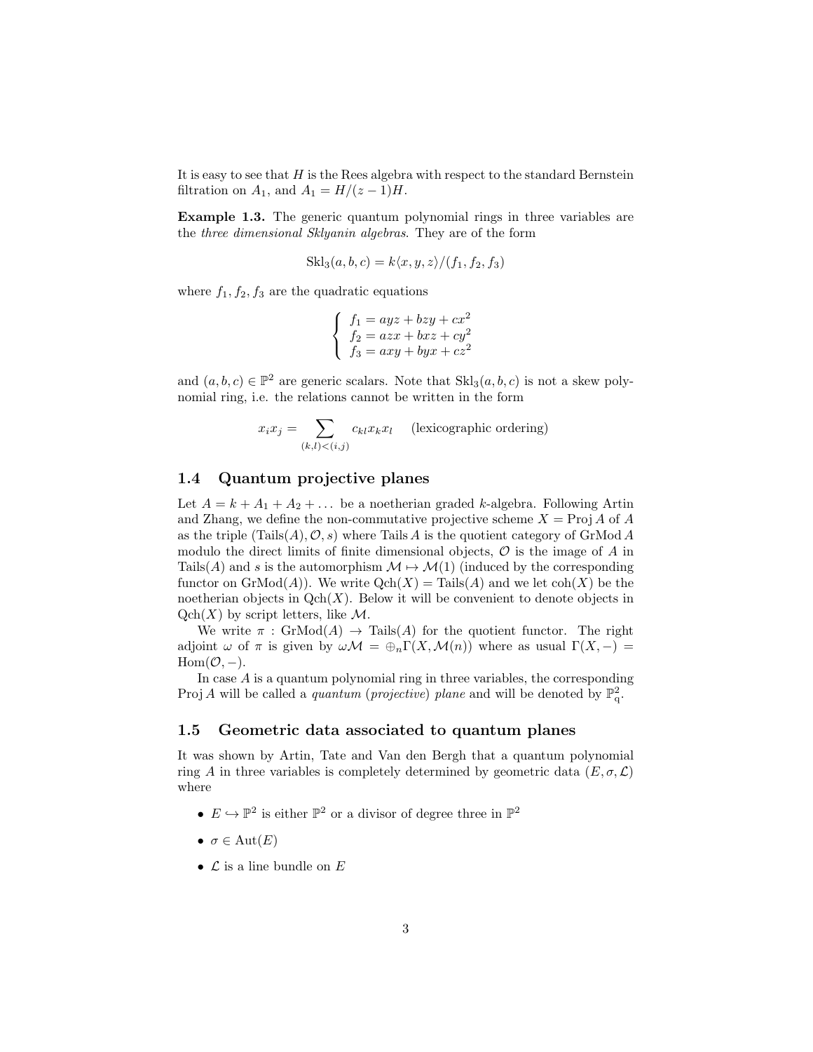It is easy to see that $H$ is the Rees algebra with respect to the standard Bernstein filtration on $A_1$, and $A_1 = H/(z-1)H$.

**Example 1.3.** The generic quantum polynomial rings in three variables are the *three dimensional Sklyanin algebras*. They are of the form

$$\mathrm{Skl}_3(a,b,c) = k\langle x,y,z\rangle/(f_1,f_2,f_3)$$

where $f_1, f_2, f_3$ are the quadratic equations

$$\begin{cases} f_1 = ayz + bzy + cx^2 \\ f_2 = azx + bxz + cy^2 \\ f_3 = axy + byx + cz^2 \end{cases}$$

and $(a,b,c) \in \mathbb{P}^2$ are generic scalars. Note that $\mathrm{Skl}_3(a,b,c)$ is not a skew polynomial ring, i.e. the relations cannot be written in the form

$$x_i x_j = \sum_{(k,l)<(i,j)} c_{kl} x_k x_l \quad \text{(lexicographic ordering)}$$

## 1.4 Quantum projective planes

Let $A = k + A_1 + A_2 + \dots$ be a noetherian graded $k$-algebra. Following Artin and Zhang, we define the non-commutative projective scheme $X = \operatorname{Proj} A$ of $A$ as the triple $(\operatorname{Tails}(A), \mathcal{O}, s)$ where $\operatorname{Tails} A$ is the quotient category of $\operatorname{GrMod} A$ modulo the direct limits of finite dimensional objects, $\mathcal{O}$ is the image of $A$ in $\operatorname{Tails}(A)$ and $s$ is the automorphism $\mathcal{M} \mapsto \mathcal{M}(1)$ (induced by the corresponding functor on $\operatorname{GrMod}(A)$). We write $\operatorname{Qch}(X) = \operatorname{Tails}(A)$ and we let $\operatorname{coh}(X)$ be the noetherian objects in $\operatorname{Qch}(X)$. Below it will be convenient to denote objects in $\operatorname{Qch}(X)$ by script letters, like $\mathcal{M}$.

We write $\pi : \operatorname{GrMod}(A) \to \operatorname{Tails}(A)$ for the quotient functor. The right adjoint $\omega$ of $\pi$ is given by $\omega\mathcal{M} = \oplus_n \Gamma(X, \mathcal{M}(n))$ where as usual $\Gamma(X, -) = \operatorname{Hom}(\mathcal{O}, -)$.

In case $A$ is a quantum polynomial ring in three variables, the corresponding $\operatorname{Proj} A$ will be called a *quantum* (*projective*) *plane* and will be denoted by $\mathbb{P}^2_q$.

## 1.5 Geometric data associated to quantum planes

It was shown by Artin, Tate and Van den Bergh that a quantum polynomial ring $A$ in three variables is completely determined by geometric data $(E, \sigma, \mathcal{L})$ where

- $E \hookrightarrow \mathbb{P}^2$ is either $\mathbb{P}^2$ or a divisor of degree three in $\mathbb{P}^2$
- $\sigma \in \operatorname{Aut}(E)$
- $\mathcal{L}$ is a line bundle on $E$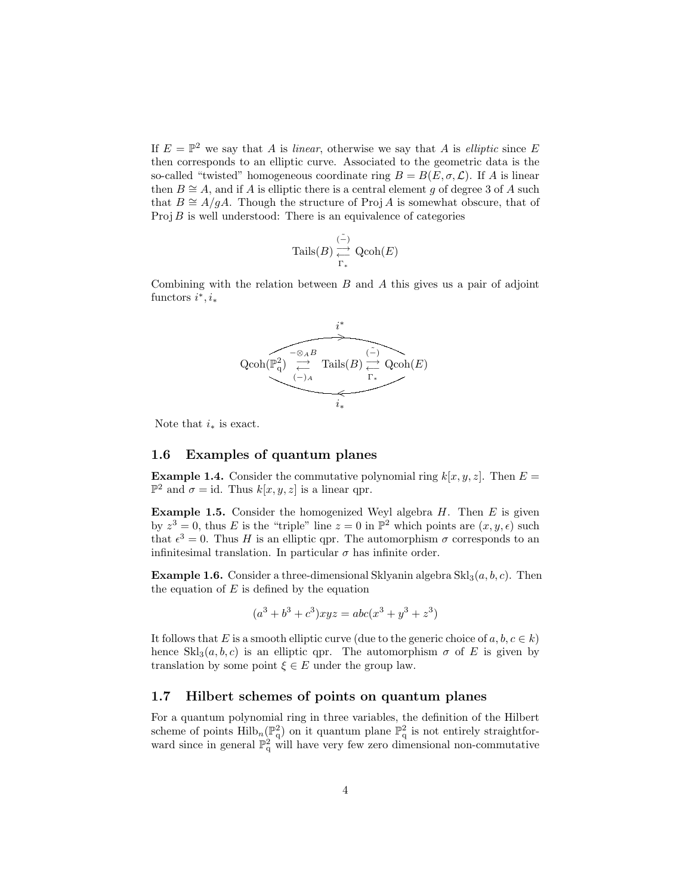If $E = \mathbb{P}^2$ we say that $A$ is *linear*, otherwise we say that $A$ is *elliptic* since $E$ then corresponds to an elliptic curve. Associated to the geometric data is the so-called "twisted" homogeneous coordinate ring $B = B(E, \sigma, \mathcal{L})$. If $A$ is linear then $B \cong A$, and if $A$ is elliptic there is a central element $g$ of degree 3 of $A$ such that $B \cong A/gA$. Though the structure of $\operatorname{Proj} A$ is somewhat obscure, that of $\operatorname{Proj} B$ is well understood: There is an equivalence of categories

$$\operatorname{Tails}(B) \underset{\Gamma_*}{\overset{\tilde{(-)}}{\rightleftarrows}} \operatorname{Qcoh}(E)$$

Combining with the relation between $B$ and $A$ this gives us a pair of adjoint functors $i^*, i_*$

$$\operatorname{Qcoh}(\mathbb{P}^2_{\mathrm{q}}) \underset{(-)_A}{\overset{-\otimes_A B}{\rightleftarrows}} \operatorname{Tails}(B) \underset{\Gamma_*}{\overset{\tilde{(-)}}{\rightleftarrows}} \operatorname{Qcoh}(E), \qquad i^* : \operatorname{Qcoh}(\mathbb{P}^2_{\mathrm{q}}) \to \operatorname{Qcoh}(E), \quad i_* : \operatorname{Qcoh}(E) \to \operatorname{Qcoh}(\mathbb{P}^2_{\mathrm{q}})$$

Note that $i_*$ is exact.

### 1.6 Examples of quantum planes

**Example 1.4.** Consider the commutative polynomial ring $k[x, y, z]$. Then $E = \mathbb{P}^2$ and $\sigma = \mathrm{id}$. Thus $k[x, y, z]$ is a linear qpr.

**Example 1.5.** Consider the homogenized Weyl algebra $H$. Then $E$ is given by $z^3 = 0$, thus $E$ is the "triple" line $z = 0$ in $\mathbb{P}^2$ which points are $(x, y, \epsilon)$ such that $\epsilon^3 = 0$. Thus $H$ is an elliptic qpr. The automorphism $\sigma$ corresponds to an infinitesimal translation. In particular $\sigma$ has infinite order.

**Example 1.6.** Consider a three-dimensional Sklyanin algebra $\mathrm{Skl}_3(a, b, c)$. Then the equation of $E$ is defined by the equation

$$(a^3 + b^3 + c^3)xyz = abc(x^3 + y^3 + z^3)$$

It follows that $E$ is a smooth elliptic curve (due to the generic choice of $a, b, c \in k$) hence $\mathrm{Skl}_3(a, b, c)$ is an elliptic qpr. The automorphism $\sigma$ of $E$ is given by translation by some point $\xi \in E$ under the group law.

### 1.7 Hilbert schemes of points on quantum planes

For a quantum polynomial ring in three variables, the definition of the Hilbert scheme of points $\mathrm{Hilb}_n(\mathbb{P}^2_{\mathrm{q}})$ on it quantum plane $\mathbb{P}^2_{\mathrm{q}}$ is not entirely straightforward since in general $\mathbb{P}^2_{\mathrm{q}}$ will have very few zero dimensional non-commutative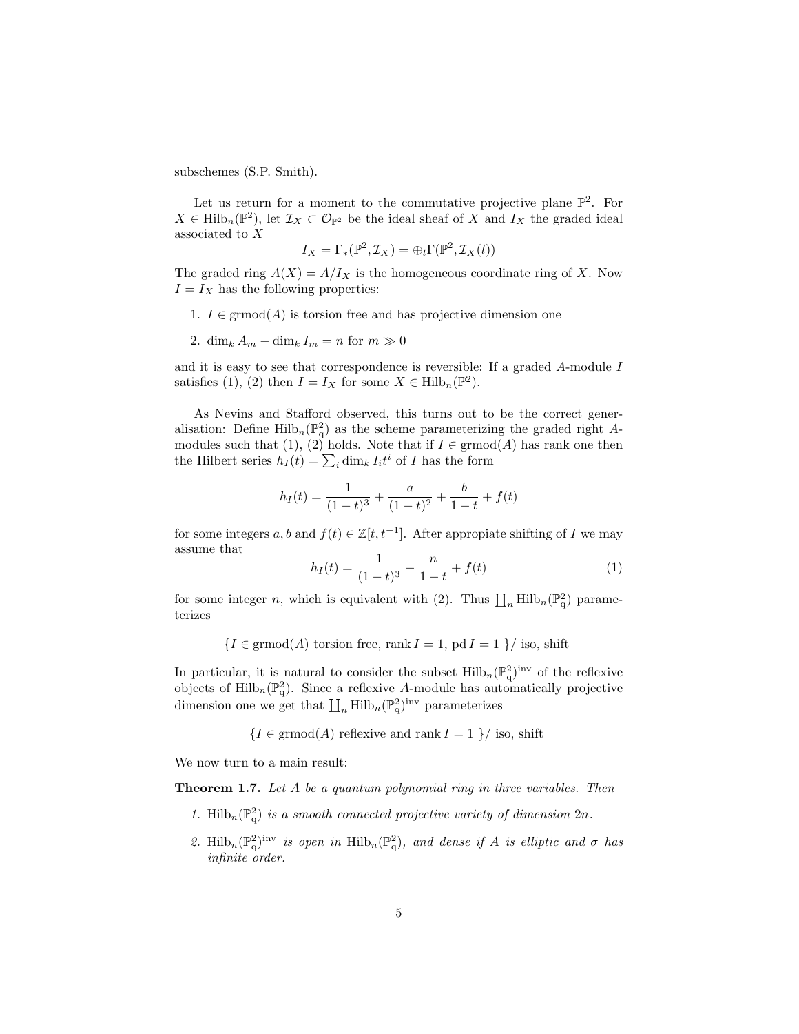subschemes (S.P. Smith).

Let us return for a moment to the commutative projective plane $\mathbb{P}^2$. For $X \in \mathrm{Hilb}_n(\mathbb{P}^2)$, let $\mathcal{I}_X \subset \mathcal{O}_{\mathbb{P}^2}$ be the ideal sheaf of $X$ and $I_X$ the graded ideal associated to $X$

$$I_X = \Gamma_*(\mathbb{P}^2, \mathcal{I}_X) = \oplus_l \Gamma(\mathbb{P}^2, \mathcal{I}_X(l))$$

The graded ring $A(X) = A/I_X$ is the homogeneous coordinate ring of $X$. Now $I = I_X$ has the following properties:

1. $I \in \mathrm{grmod}(A)$ is torsion free and has projective dimension one
2. $\dim_k A_m - \dim_k I_m = n$ for $m \gg 0$

and it is easy to see that correspondence is reversible: If a graded $A$-module $I$ satisfies (1), (2) then $I = I_X$ for some $X \in \mathrm{Hilb}_n(\mathbb{P}^2)$.

As Nevins and Stafford observed, this turns out to be the correct generalisation: Define $\mathrm{Hilb}_n(\mathbb{P}^2_{\mathrm{q}})$ as the scheme parameterizing the graded right $A$-modules such that (1), (2) holds. Note that if $I \in \mathrm{grmod}(A)$ has rank one then the Hilbert series $h_I(t) = \sum_i \dim_k I_i t^i$ of $I$ has the form

$$h_I(t) = \frac{1}{(1-t)^3} + \frac{a}{(1-t)^2} + \frac{b}{1-t} + f(t)$$

for some integers $a, b$ and $f(t) \in \mathbb{Z}[t, t^{-1}]$. After appropiate shifting of $I$ we may assume that

$$h_I(t) = \frac{1}{(1-t)^3} - \frac{n}{1-t} + f(t) \tag{1}$$

for some integer $n$, which is equivalent with (2). Thus $\coprod_n \mathrm{Hilb}_n(\mathbb{P}^2_{\mathrm{q}})$ parameterizes

$$\{ I \in \mathrm{grmod}(A) \text{ torsion free, rank } I = 1, \text{ pd } I = 1 \ \}/ \text{ iso, shift}$$

In particular, it is natural to consider the subset $\mathrm{Hilb}_n(\mathbb{P}^2_{\mathrm{q}})^{\mathrm{inv}}$ of the reflexive objects of $\mathrm{Hilb}_n(\mathbb{P}^2_{\mathrm{q}})$. Since a reflexive $A$-module has automatically projective dimension one we get that $\coprod_n \mathrm{Hilb}_n(\mathbb{P}^2_{\mathrm{q}})^{\mathrm{inv}}$ parameterizes

$$\{ I \in \mathrm{grmod}(A) \text{ reflexive and rank } I = 1 \ \}/ \text{ iso, shift}$$

We now turn to a main result:

**Theorem 1.7.** *Let $A$ be a quantum polynomial ring in three variables. Then*

1. *$\mathrm{Hilb}_n(\mathbb{P}^2_{\mathrm{q}})$ is a smooth connected projective variety of dimension $2n$.*
2. *$\mathrm{Hilb}_n(\mathbb{P}^2_{\mathrm{q}})^{\mathrm{inv}}$ is open in $\mathrm{Hilb}_n(\mathbb{P}^2_{\mathrm{q}})$, and dense if $A$ is elliptic and $\sigma$ has infinite order.*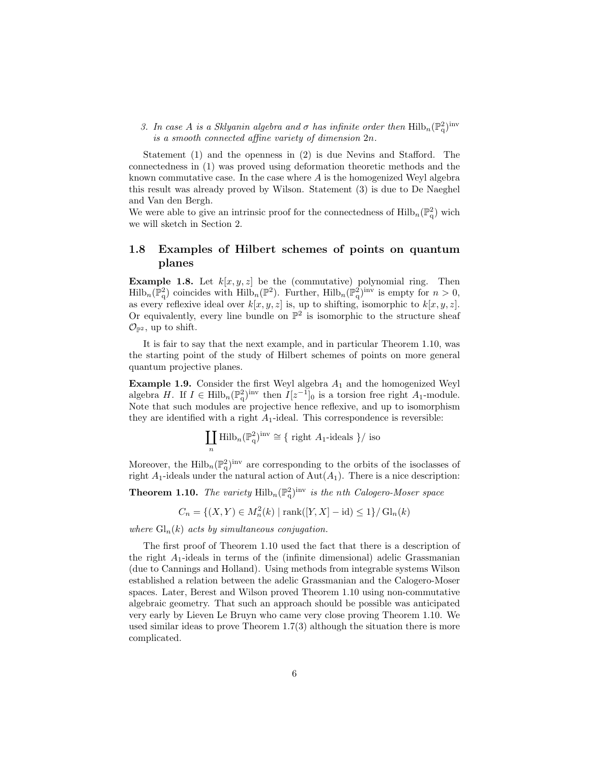3. *In case $A$ is a Sklyanin algebra and $\sigma$ has infinite order then $\mathrm{Hilb}_n(\mathbb{P}^2_{\mathrm{q}})^{\mathrm{inv}}$ is a smooth connected affine variety of dimension $2n$.*

Statement (1) and the openness in (2) is due Nevins and Stafford. The connectedness in (1) was proved using deformation theoretic methods and the known commutative case. In the case where $A$ is the homogenized Weyl algebra this result was already proved by Wilson. Statement (3) is due to De Naeghel and Van den Bergh.
We were able to give an intrinsic proof for the connectedness of $\mathrm{Hilb}_n(\mathbb{P}^2_{\mathrm{q}})$ wich we will sketch in Section 2.

## 1.8 Examples of Hilbert schemes of points on quantum planes

**Example 1.8.** Let $k[x,y,z]$ be the (commutative) polynomial ring. Then $\mathrm{Hilb}_n(\mathbb{P}^2_{\mathrm{q}})$ coincides with $\mathrm{Hilb}_n(\mathbb{P}^2)$. Further, $\mathrm{Hilb}_n(\mathbb{P}^2_{\mathrm{q}})^{\mathrm{inv}}$ is empty for $n > 0$, as every reflexive ideal over $k[x,y,z]$ is, up to shifting, isomorphic to $k[x,y,z]$. Or equivalently, every line bundle on $\mathbb{P}^2$ is isomorphic to the structure sheaf $\mathcal{O}_{\mathbb{P}^2}$, up to shift.

It is fair to say that the next example, and in particular Theorem 1.10, was the starting point of the study of Hilbert schemes of points on more general quantum projective planes.

**Example 1.9.** Consider the first Weyl algebra $A_1$ and the homogenized Weyl algebra $H$. If $I \in \mathrm{Hilb}_n(\mathbb{P}^2_{\mathrm{q}})^{\mathrm{inv}}$ then $I[z^{-1}]_0$ is a torsion free right $A_1$-module. Note that such modules are projective hence reflexive, and up to isomorphism they are identified with a right $A_1$-ideal. This correspondence is reversible:

$$\coprod_n \mathrm{Hilb}_n(\mathbb{P}^2_{\mathrm{q}})^{\mathrm{inv}} \cong \{ \text{ right } A_1\text{-ideals } \}/ \text{ iso}$$

Moreover, the $\mathrm{Hilb}_n(\mathbb{P}^2_{\mathrm{q}})^{\mathrm{inv}}$ are corresponding to the orbits of the isoclasses of right $A_1$-ideals under the natural action of $\mathrm{Aut}(A_1)$. There is a nice description:

**Theorem 1.10.** *The variety $\mathrm{Hilb}_n(\mathbb{P}^2_{\mathrm{q}})^{\mathrm{inv}}$ is the nth Calogero-Moser space*

$$C_n = \{(X,Y) \in M_n^2(k) \mid \mathrm{rank}([Y,X] - \mathrm{id}) \leq 1\}/\, \mathrm{Gl}_n(k)$$

*where $\mathrm{Gl}_n(k)$ acts by simultaneous conjugation.*

The first proof of Theorem 1.10 used the fact that there is a description of the right $A_1$-ideals in terms of the (infinite dimensional) adelic Grassmanian (due to Cannings and Holland). Using methods from integrable systems Wilson established a relation between the adelic Grassmanian and the Calogero-Moser spaces. Later, Berest and Wilson proved Theorem 1.10 using non-commutative algebraic geometry. That such an approach should be possible was anticipated very early by Lieven Le Bruyn who came very close proving Theorem 1.10. We used similar ideas to prove Theorem 1.7(3) although the situation there is more complicated.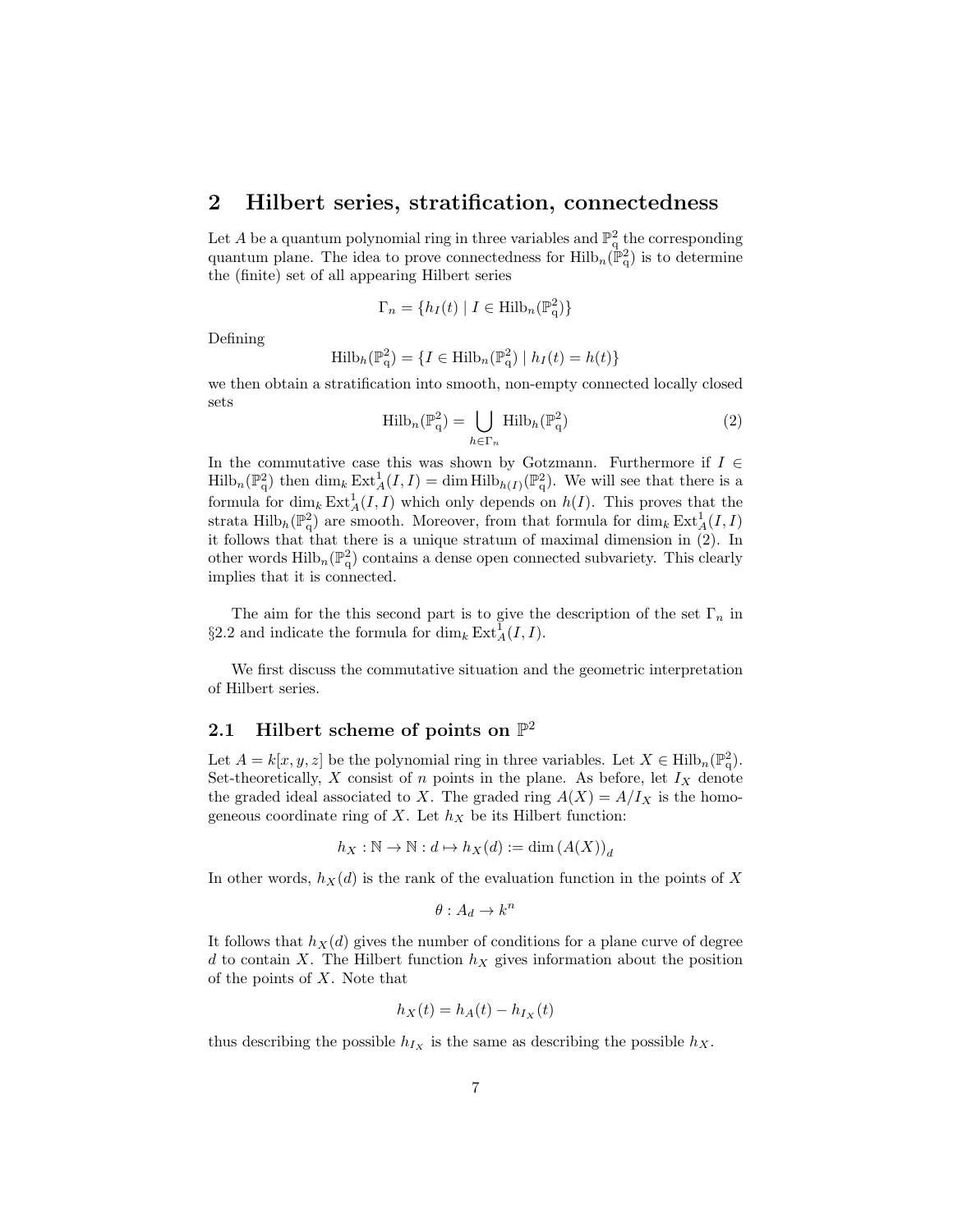## 2 Hilbert series, stratification, connectedness

Let $A$ be a quantum polynomial ring in three variables and $\mathbb{P}^2_q$ the corresponding quantum plane. The idea to prove connectedness for $\text{Hilb}_n(\mathbb{P}^2_q)$ is to determine the (finite) set of all appearing Hilbert series

$$\Gamma_n = \{h_I(t) \mid I \in \text{Hilb}_n(\mathbb{P}^2_q)\}$$

Defining

$$\text{Hilb}_h(\mathbb{P}^2_q) = \{I \in \text{Hilb}_n(\mathbb{P}^2_q) \mid h_I(t) = h(t)\}$$

we then obtain a stratification into smooth, non-empty connected locally closed sets

$$\text{Hilb}_n(\mathbb{P}^2_q) = \bigcup_{h \in \Gamma_n} \text{Hilb}_h(\mathbb{P}^2_q) \tag{2}$$

In the commutative case this was shown by Gotzmann. Furthermore if $I \in \text{Hilb}_n(\mathbb{P}^2_q)$ then $\dim_k \text{Ext}^1_A(I, I) = \dim \text{Hilb}_{h(I)}(\mathbb{P}^2_q)$. We will see that there is a formula for $\dim_k \text{Ext}^1_A(I, I)$ which only depends on $h(I)$. This proves that the strata $\text{Hilb}_h(\mathbb{P}^2_q)$ are smooth. Moreover, from that formula for $\dim_k \text{Ext}^1_A(I, I)$ it follows that that there is a unique stratum of maximal dimension in (2). In other words $\text{Hilb}_n(\mathbb{P}^2_q)$ contains a dense open connected subvariety. This clearly implies that it is connected.

The aim for the this second part is to give the description of the set $\Gamma_n$ in §2.2 and indicate the formula for $\dim_k \text{Ext}^1_A(I, I)$.

We first discuss the commutative situation and the geometric interpretation of Hilbert series.

### 2.1 Hilbert scheme of points on $\mathbb{P}^2$

Let $A = k[x, y, z]$ be the polynomial ring in three variables. Let $X \in \text{Hilb}_n(\mathbb{P}^2_q)$. Set-theoretically, $X$ consist of $n$ points in the plane. As before, let $I_X$ denote the graded ideal associated to $X$. The graded ring $A(X) = A/I_X$ is the homogeneous coordinate ring of $X$. Let $h_X$ be its Hilbert function:

$$h_X : \mathbb{N} \to \mathbb{N} : d \mapsto h_X(d) := \dim (A(X))_d$$

In other words, $h_X(d)$ is the rank of the evaluation function in the points of $X$

$$\theta : A_d \to k^n$$

It follows that $h_X(d)$ gives the number of conditions for a plane curve of degree $d$ to contain $X$. The Hilbert function $h_X$ gives information about the position of the points of $X$. Note that

$$h_X(t) = h_A(t) - h_{I_X}(t)$$

thus describing the possible $h_{I_X}$ is the same as describing the possible $h_X$.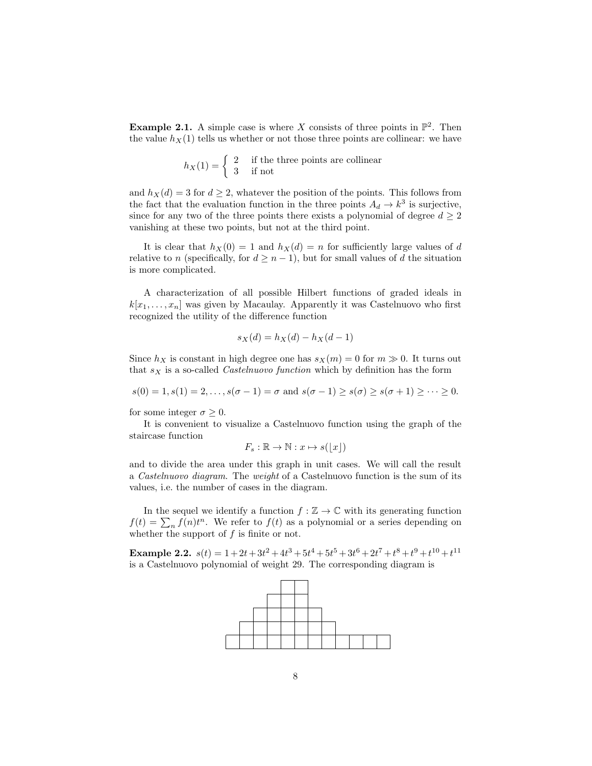**Example 2.1.** A simple case is where $X$ consists of three points in $\mathbb{P}^2$. Then the value $h_X(1)$ tells us whether or not those three points are collinear: we have

$$h_X(1) = \begin{cases} 2 & \text{if the three points are collinear} \\ 3 & \text{if not} \end{cases}$$

and $h_X(d) = 3$ for $d \geq 2$, whatever the position of the points. This follows from the fact that the evaluation function in the three points $A_d \to k^3$ is surjective, since for any two of the three points there exists a polynomial of degree $d \geq 2$ vanishing at these two points, but not at the third point.

It is clear that $h_X(0) = 1$ and $h_X(d) = n$ for sufficiently large values of $d$ relative to $n$ (specifically, for $d \geq n-1$), but for small values of $d$ the situation is more complicated.

A characterization of all possible Hilbert functions of graded ideals in $k[x_1, \ldots, x_n]$ was given by Macaulay. Apparently it was Castelnuovo who first recognized the utility of the difference function

$$s_X(d) = h_X(d) - h_X(d-1)$$

Since $h_X$ is constant in high degree one has $s_X(m) = 0$ for $m \gg 0$. It turns out that $s_X$ is a so-called *Castelnuovo function* which by definition has the form

$$s(0) = 1, s(1) = 2, \ldots, s(\sigma - 1) = \sigma \text{ and } s(\sigma - 1) \geq s(\sigma) \geq s(\sigma + 1) \geq \cdots \geq 0.$$

for some integer $\sigma \geq 0$.

It is convenient to visualize a Castelnuovo function using the graph of the staircase function

$$F_s : \mathbb{R} \to \mathbb{N} : x \mapsto s(\lfloor x \rfloor)$$

and to divide the area under this graph in unit cases. We will call the result a *Castelnuovo diagram*. The *weight* of a Castelnuovo function is the sum of its values, i.e. the number of cases in the diagram.

In the sequel we identify a function $f : \mathbb{Z} \to \mathbb{C}$ with its generating function $f(t) = \sum_n f(n)t^n$. We refer to $f(t)$ as a polynomial or a series depending on whether the support of $f$ is finite or not.

**Example 2.2.** $s(t) = 1 + 2t + 3t^2 + 4t^3 + 5t^4 + 5t^5 + 3t^6 + 2t^7 + t^8 + t^9 + t^{10} + t^{11}$ is a Castelnuovo polynomial of weight 29. The corresponding diagram is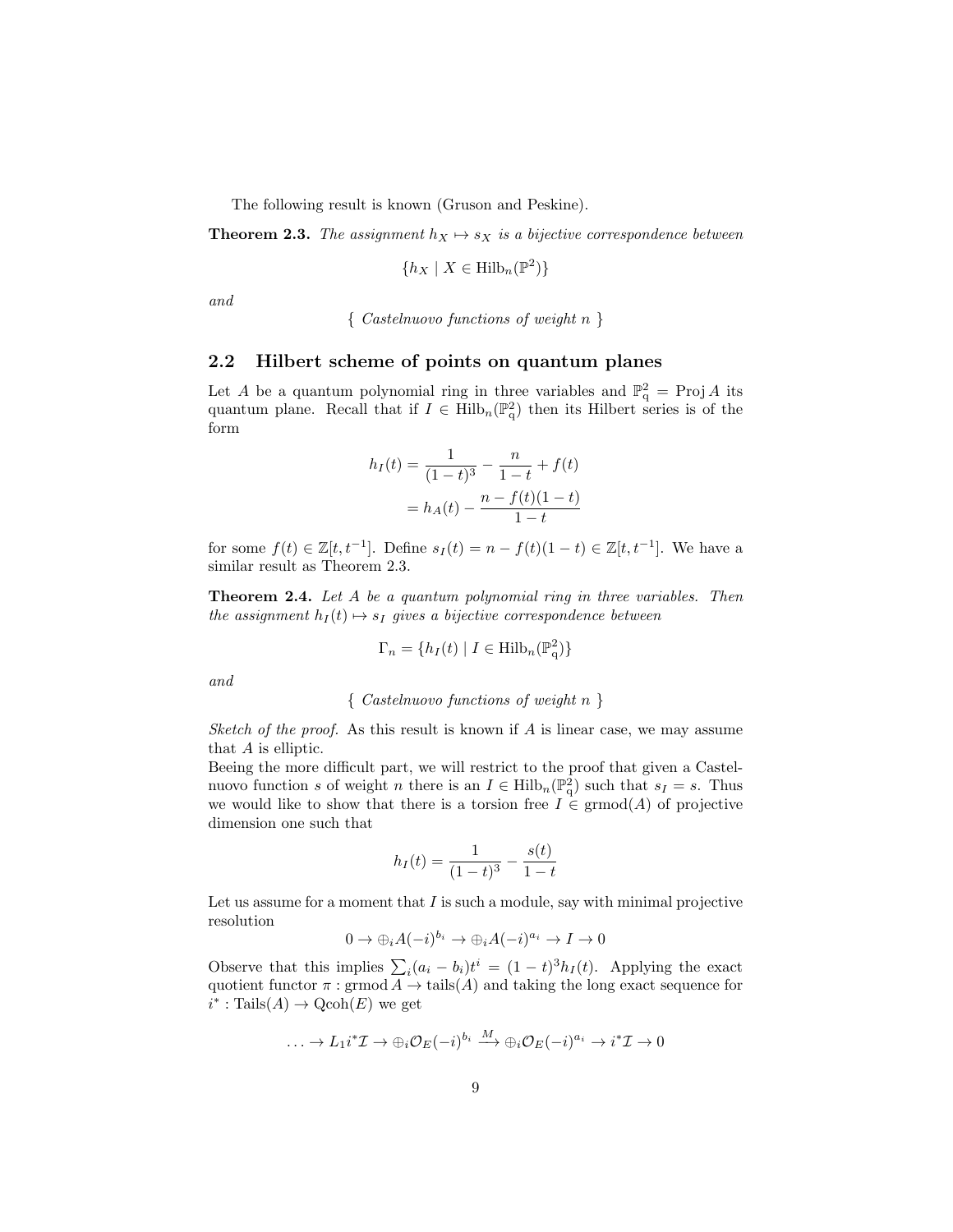The following result is known (Gruson and Peskine).

**Theorem 2.3.** *The assignment $h_X \mapsto s_X$ is a bijective correspondence between*

$$\{h_X \mid X \in \mathrm{Hilb}_n(\mathbb{P}^2)\}$$

*and*

$$\{\text{ Castelnuovo functions of weight } n \text{ }\}$$

## 2.2 Hilbert scheme of points on quantum planes

Let $A$ be a quantum polynomial ring in three variables and $\mathbb{P}^2_q = \operatorname{Proj} A$ its quantum plane. Recall that if $I \in \mathrm{Hilb}_n(\mathbb{P}^2_q)$ then its Hilbert series is of the form

$$\begin{aligned} h_I(t) &= \frac{1}{(1-t)^3} - \frac{n}{1-t} + f(t) \\ &= h_A(t) - \frac{n - f(t)(1-t)}{1-t} \end{aligned}$$

for some $f(t) \in \mathbb{Z}[t, t^{-1}]$. Define $s_I(t) = n - f(t)(1-t) \in \mathbb{Z}[t, t^{-1}]$. We have a similar result as Theorem 2.3.

**Theorem 2.4.** *Let $A$ be a quantum polynomial ring in three variables. Then the assignment $h_I(t) \mapsto s_I$ gives a bijective correspondence between*

$$\Gamma_n = \{h_I(t) \mid I \in \mathrm{Hilb}_n(\mathbb{P}^2_q)\}$$

*and*

$$\{\text{ Castelnuovo functions of weight } n \text{ }\}$$

*Sketch of the proof.* As this result is known if $A$ is linear case, we may assume that $A$ is elliptic.
Beeing the more difficult part, we will restrict to the proof that given a Castelnuovo function $s$ of weight $n$ there is an $I \in \mathrm{Hilb}_n(\mathbb{P}^2_q)$ such that $s_I = s$. Thus we would like to show that there is a torsion free $I \in \mathrm{grmod}(A)$ of projective dimension one such that

$$h_I(t) = \frac{1}{(1-t)^3} - \frac{s(t)}{1-t}$$

Let us assume for a moment that $I$ is such a module, say with minimal projective resolution

$$0 \to \oplus_i A(-i)^{b_i} \to \oplus_i A(-i)^{a_i} \to I \to 0$$

Observe that this implies $\sum_i (a_i - b_i)t^i = (1-t)^3 h_I(t)$. Applying the exact quotient functor $\pi : \mathrm{grmod}\, A \to \mathrm{tails}(A)$ and taking the long exact sequence for $i^* : \mathrm{Tails}(A) \to \mathrm{Qcoh}(E)$ we get

$$\ldots \to L_1 i^* \mathcal{I} \to \oplus_i \mathcal{O}_E(-i)^{b_i} \xrightarrow{M} \oplus_i \mathcal{O}_E(-i)^{a_i} \to i^* \mathcal{I} \to 0$$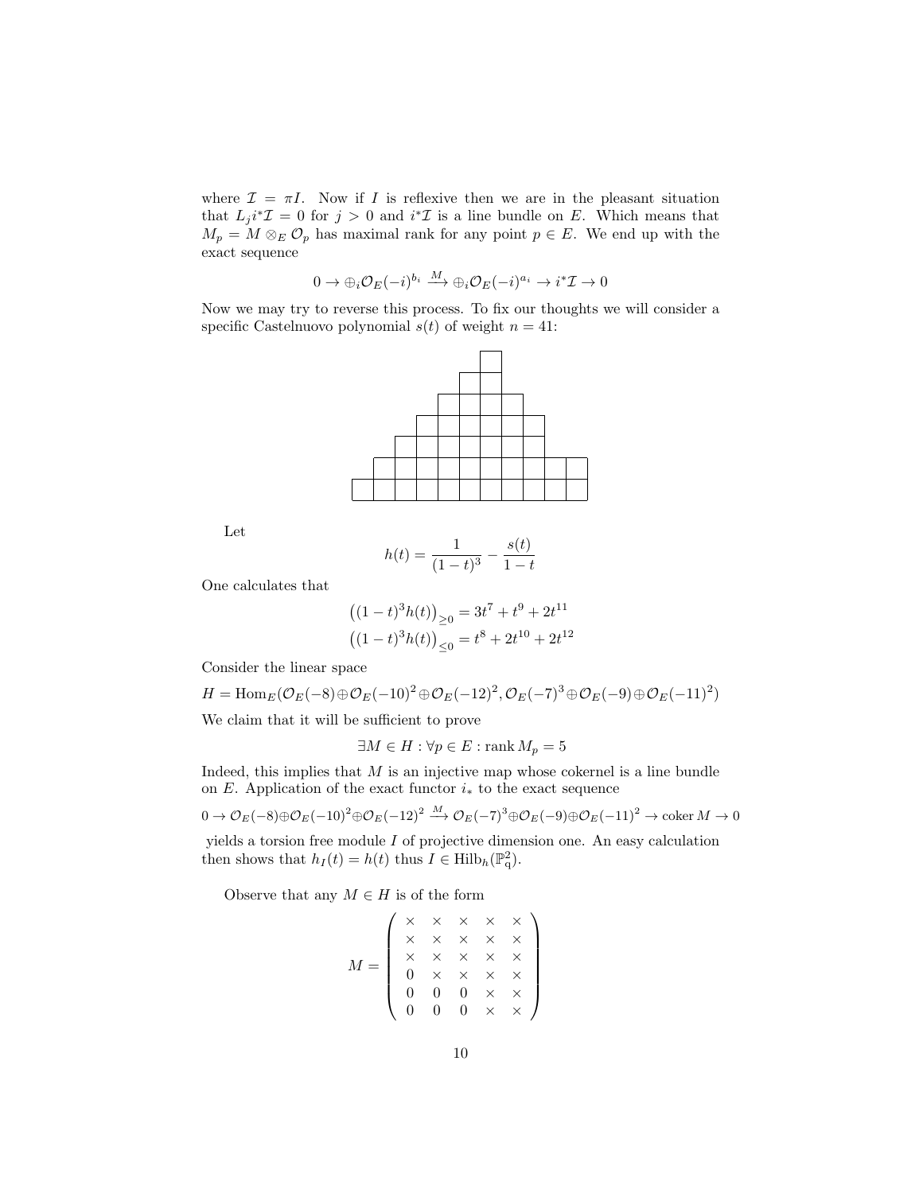where $\mathcal{I} = \pi I$. Now if $I$ is reflexive then we are in the pleasant situation that $L_j i^* \mathcal{I} = 0$ for $j > 0$ and $i^*\mathcal{I}$ is a line bundle on $E$. Which means that $M_p = M \otimes_E \mathcal{O}_p$ has maximal rank for any point $p \in E$. We end up with the exact sequence

$$0 \to \oplus_i \mathcal{O}_E(-i)^{b_i} \xrightarrow{M} \oplus_i \mathcal{O}_E(-i)^{a_i} \to i^*\mathcal{I} \to 0$$

Now we may try to reverse this process. To fix our thoughts we will consider a specific Castelnuovo polynomial $s(t)$ of weight $n = 41$:

Let

$$h(t) = \frac{1}{(1-t)^3} - \frac{s(t)}{1-t}$$

One calculates that

$$\big((1-t)^3 h(t)\big)_{\geq 0} = 3t^7 + t^9 + 2t^{11}$$
$$\big((1-t)^3 h(t)\big)_{\leq 0} = t^8 + 2t^{10} + 2t^{12}$$

Consider the linear space

$$H = \operatorname{Hom}_E(\mathcal{O}_E(-8) \oplus \mathcal{O}_E(-10)^2 \oplus \mathcal{O}_E(-12)^2, \mathcal{O}_E(-7)^3 \oplus \mathcal{O}_E(-9) \oplus \mathcal{O}_E(-11)^2)$$

We claim that it will be sufficient to prove

$$\exists M \in H : \forall p \in E : \operatorname{rank} M_p = 5$$

Indeed, this implies that $M$ is an injective map whose cokernel is a line bundle on $E$. Application of the exact functor $i_*$ to the exact sequence

$$0 \to \mathcal{O}_E(-8) \oplus \mathcal{O}_E(-10)^2 \oplus \mathcal{O}_E(-12)^2 \xrightarrow{M} \mathcal{O}_E(-7)^3 \oplus \mathcal{O}_E(-9) \oplus \mathcal{O}_E(-11)^2 \to \operatorname{coker} M \to 0$$

yields a torsion free module $I$ of projective dimension one. An easy calculation then shows that $h_I(t) = h(t)$ thus $I \in \operatorname{Hilb}_h(\mathbb{P}^2_q)$.

Observe that any $M \in H$ is of the form

$$M = \begin{pmatrix} \times & \times & \times & \times & \times \\ \times & \times & \times & \times & \times \\ \times & \times & \times & \times & \times \\ 0 & \times & \times & \times & \times \\ 0 & 0 & 0 & \times & \times \\ 0 & 0 & 0 & \times & \times \end{pmatrix}$$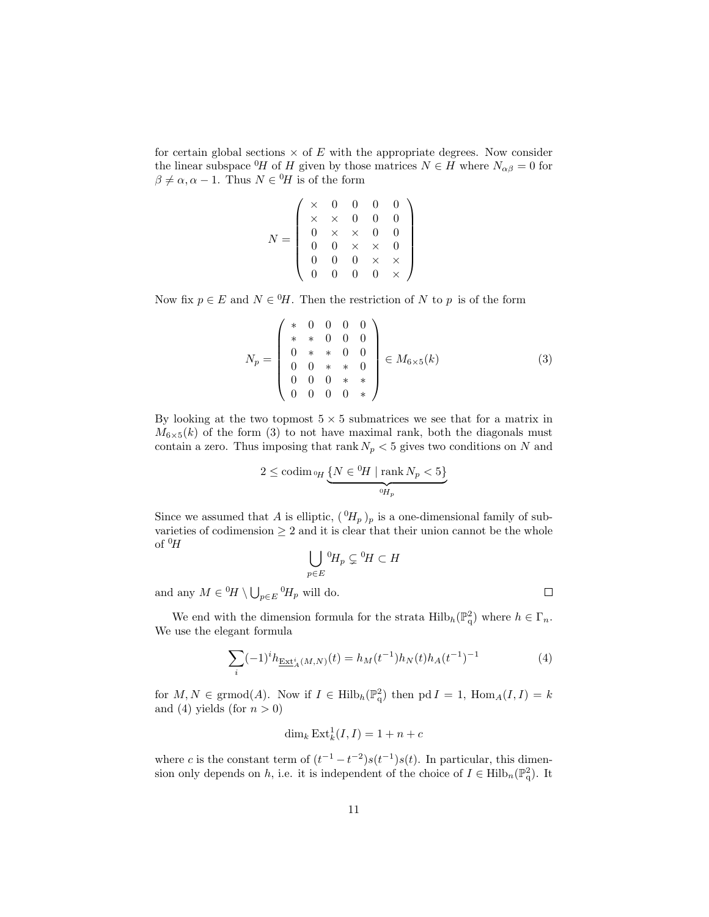for certain global sections $\times$ of $E$ with the appropriate degrees. Now consider the linear subspace ${}^0H$ of $H$ given by those matrices $N \in H$ where $N_{\alpha\beta} = 0$ for $\beta \neq \alpha, \alpha - 1$. Thus $N \in {}^0H$ is of the form

$$N = \begin{pmatrix} \times & 0 & 0 & 0 & 0 \\ \times & \times & 0 & 0 & 0 \\ 0 & \times & \times & 0 & 0 \\ 0 & 0 & \times & \times & 0 \\ 0 & 0 & 0 & \times & \times \\ 0 & 0 & 0 & 0 & \times \end{pmatrix}$$

Now fix $p \in E$ and $N \in {}^0H$. Then the restriction of $N$ to $p$ is of the form

$$N_p = \begin{pmatrix} * & 0 & 0 & 0 & 0 \\ * & * & 0 & 0 & 0 \\ 0 & * & * & 0 & 0 \\ 0 & 0 & * & * & 0 \\ 0 & 0 & 0 & * & * \\ 0 & 0 & 0 & 0 & * \end{pmatrix} \in M_{6\times 5}(k) \tag{3}$$

By looking at the two topmost $5 \times 5$ submatrices we see that for a matrix in $M_{6\times 5}(k)$ of the form (3) to not have maximal rank, both the diagonals must contain a zero. Thus imposing that $\operatorname{rank} N_p < 5$ gives two conditions on $N$ and

$$2 \leq \operatorname{codim}_{{}^0H} \underbrace{\{N \in {}^0H \mid \operatorname{rank} N_p < 5\}}_{{}^0H_p}$$

Since we assumed that $A$ is elliptic, $({}^0H_p)_p$ is a one-dimensional family of subvarieties of codimension $\geq 2$ and it is clear that their union cannot be the whole of ${}^0H$

$$\bigcup_{p \in E} {}^0H_p \subsetneq {}^0H \subset H$$

and any $M \in {}^0H \setminus \bigcup_{p\in E} {}^0H_p$ will do. $\square$

We end with the dimension formula for the strata $\operatorname{Hilb}_h(\mathbb{P}^2_q)$ where $h \in \Gamma_n$. We use the elegant formula

$$\sum_i (-1)^i h_{\underline{\operatorname{Ext}}^i_A(M,N)}(t) = h_M(t^{-1}) h_N(t) h_A(t^{-1})^{-1} \tag{4}$$

for $M, N \in \operatorname{grmod}(A)$. Now if $I \in \operatorname{Hilb}_h(\mathbb{P}^2_q)$ then $\operatorname{pd} I = 1$, $\operatorname{Hom}_A(I, I) = k$ and (4) yields (for $n > 0$)

$$\dim_k \operatorname{Ext}^1_k(I, I) = 1 + n + c$$

where $c$ is the constant term of $(t^{-1} - t^{-2}) s(t^{-1}) s(t)$. In particular, this dimension only depends on $h$, i.e. it is independent of the choice of $I \in \operatorname{Hilb}_n(\mathbb{P}^2_q)$. It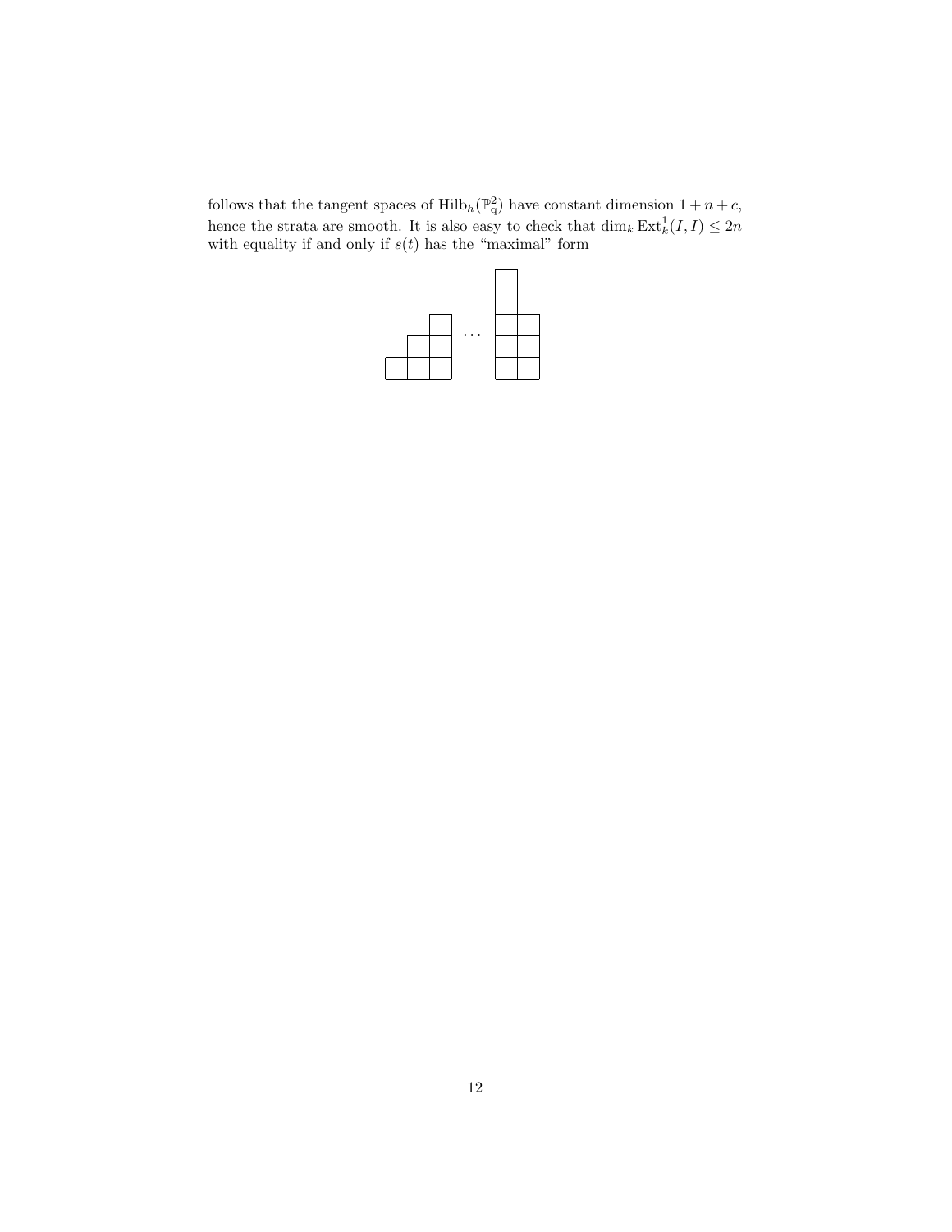follows that the tangent spaces of $\mathrm{Hilb}_h(\mathbb{P}^2_q)$ have constant dimension $1 + n + c$, hence the strata are smooth. It is also easy to check that $\dim_k \mathrm{Ext}^1_k(I, I) \leq 2n$ with equality if and only if $s(t)$ has the "maximal" form

$\ldots$